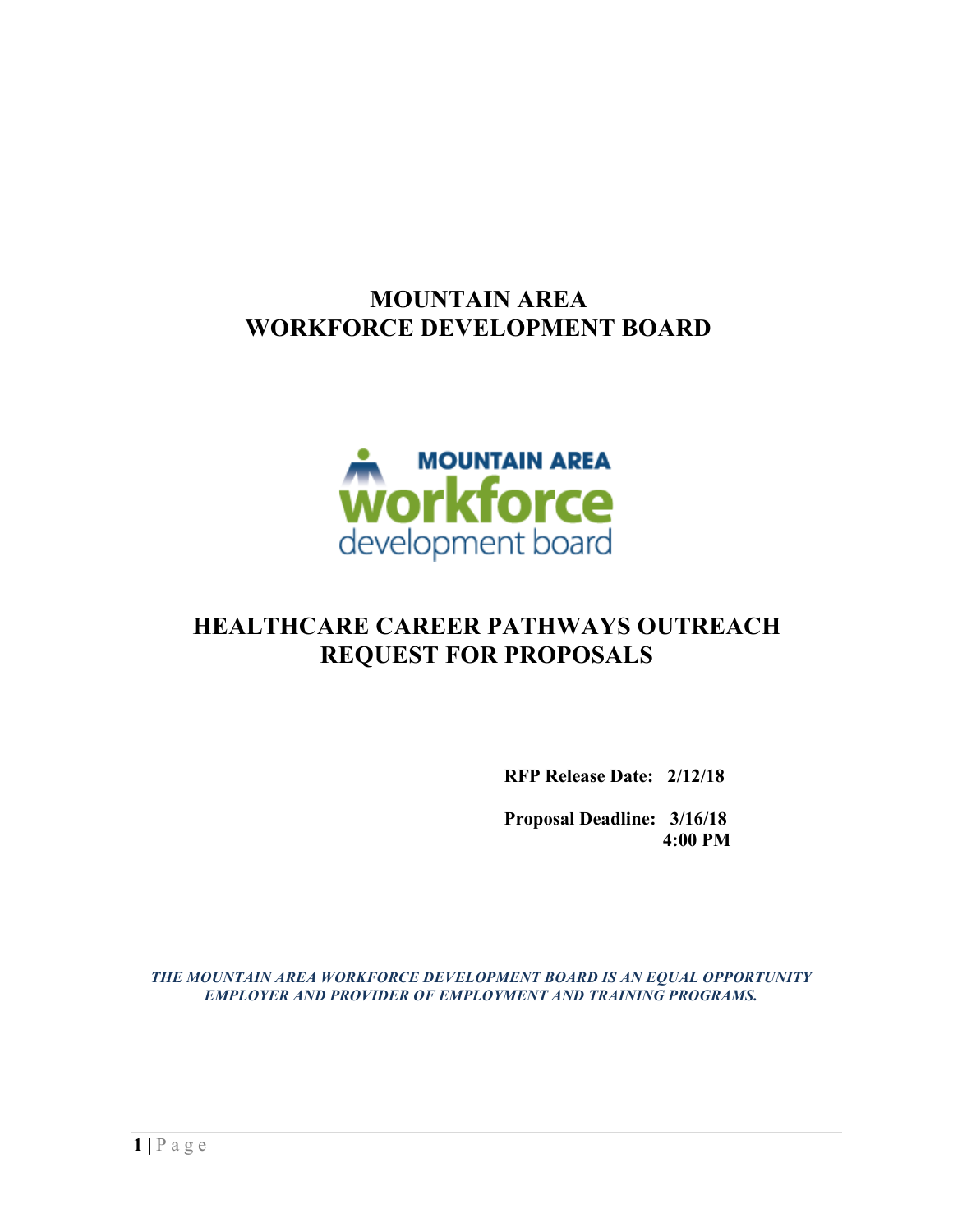# MOUNTAIN AREA WORKFORCE DEVELOPMENT BOARD

# HEALTHCARE CAREER PATHWAYS OUTREACH REQUEST FOR PROPOSALS

**RFP Release Date: 2/12/18**

**Proposal Deadline: 3/16/18 4:00 PM**

***THE MOUNTAIN AREA WORKFORCE DEVELOPMENT BOARD IS AN EQUAL OPPORTUNITY EMPLOYER AND PROVIDER OF EMPLOYMENT AND TRAINING PROGRAMS.***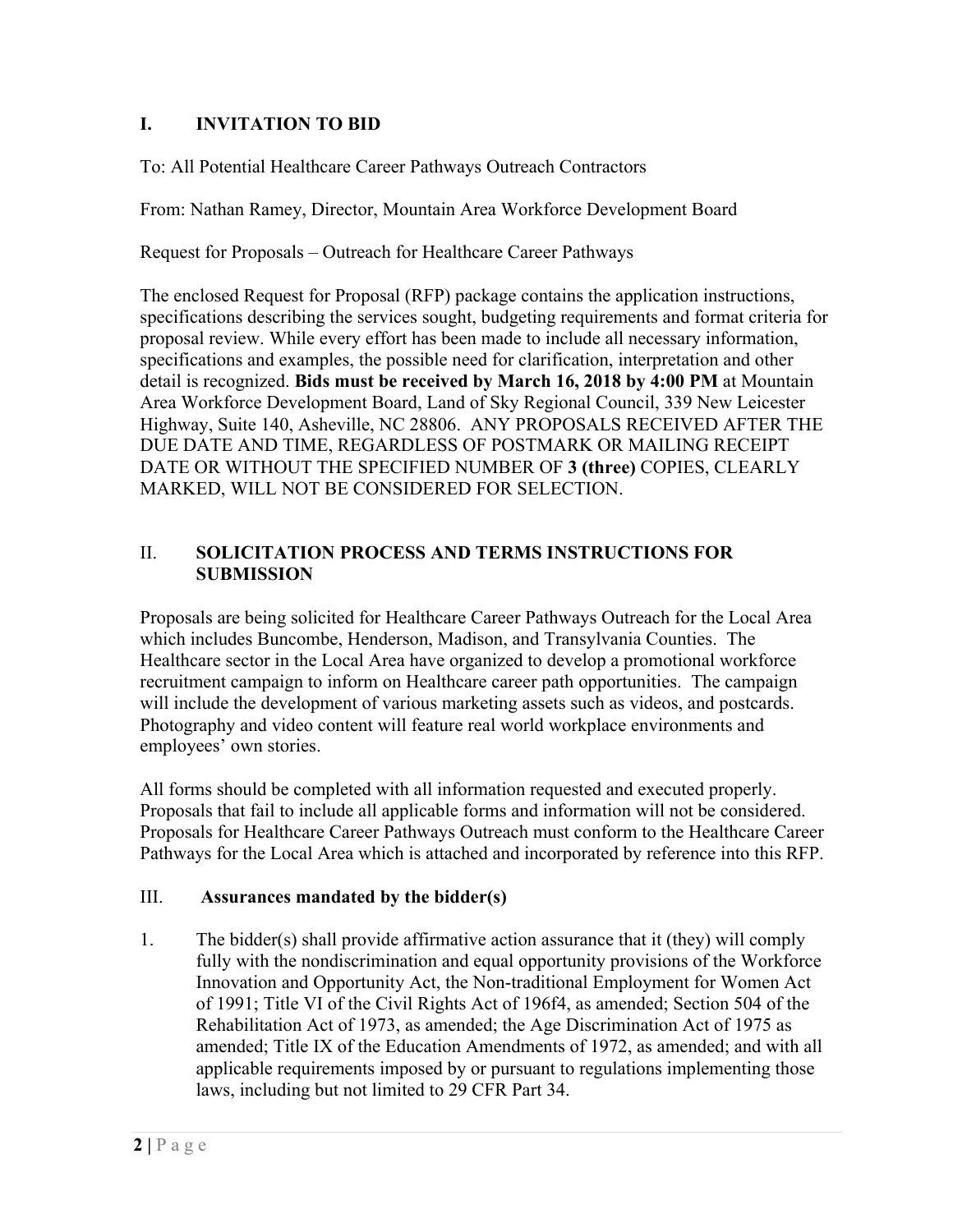## I. INVITATION TO BID

To: All Potential Healthcare Career Pathways Outreach Contractors

From: Nathan Ramey, Director, Mountain Area Workforce Development Board

Request for Proposals – Outreach for Healthcare Career Pathways

The enclosed Request for Proposal (RFP) package contains the application instructions, specifications describing the services sought, budgeting requirements and format criteria for proposal review. While every effort has been made to include all necessary information, specifications and examples, the possible need for clarification, interpretation and other detail is recognized. **Bids must be received by March 16, 2018 by 4:00 PM** at Mountain Area Workforce Development Board, Land of Sky Regional Council, 339 New Leicester Highway, Suite 140, Asheville, NC 28806. ANY PROPOSALS RECEIVED AFTER THE DUE DATE AND TIME, REGARDLESS OF POSTMARK OR MAILING RECEIPT DATE OR WITHOUT THE SPECIFIED NUMBER OF **3 (three)** COPIES, CLEARLY MARKED, WILL NOT BE CONSIDERED FOR SELECTION.

## II. SOLICITATION PROCESS AND TERMS INSTRUCTIONS FOR SUBMISSION

Proposals are being solicited for Healthcare Career Pathways Outreach for the Local Area which includes Buncombe, Henderson, Madison, and Transylvania Counties. The Healthcare sector in the Local Area have organized to develop a promotional workforce recruitment campaign to inform on Healthcare career path opportunities. The campaign will include the development of various marketing assets such as videos, and postcards. Photography and video content will feature real world workplace environments and employees' own stories.

All forms should be completed with all information requested and executed properly. Proposals that fail to include all applicable forms and information will not be considered. Proposals for Healthcare Career Pathways Outreach must conform to the Healthcare Career Pathways for the Local Area which is attached and incorporated by reference into this RFP.

## III. Assurances mandated by the bidder(s)

1. The bidder(s) shall provide affirmative action assurance that it (they) will comply fully with the nondiscrimination and equal opportunity provisions of the Workforce Innovation and Opportunity Act, the Non-traditional Employment for Women Act of 1991; Title VI of the Civil Rights Act of 196f4, as amended; Section 504 of the Rehabilitation Act of 1973, as amended; the Age Discrimination Act of 1975 as amended; Title IX of the Education Amendments of 1972, as amended; and with all applicable requirements imposed by or pursuant to regulations implementing those laws, including but not limited to 29 CFR Part 34.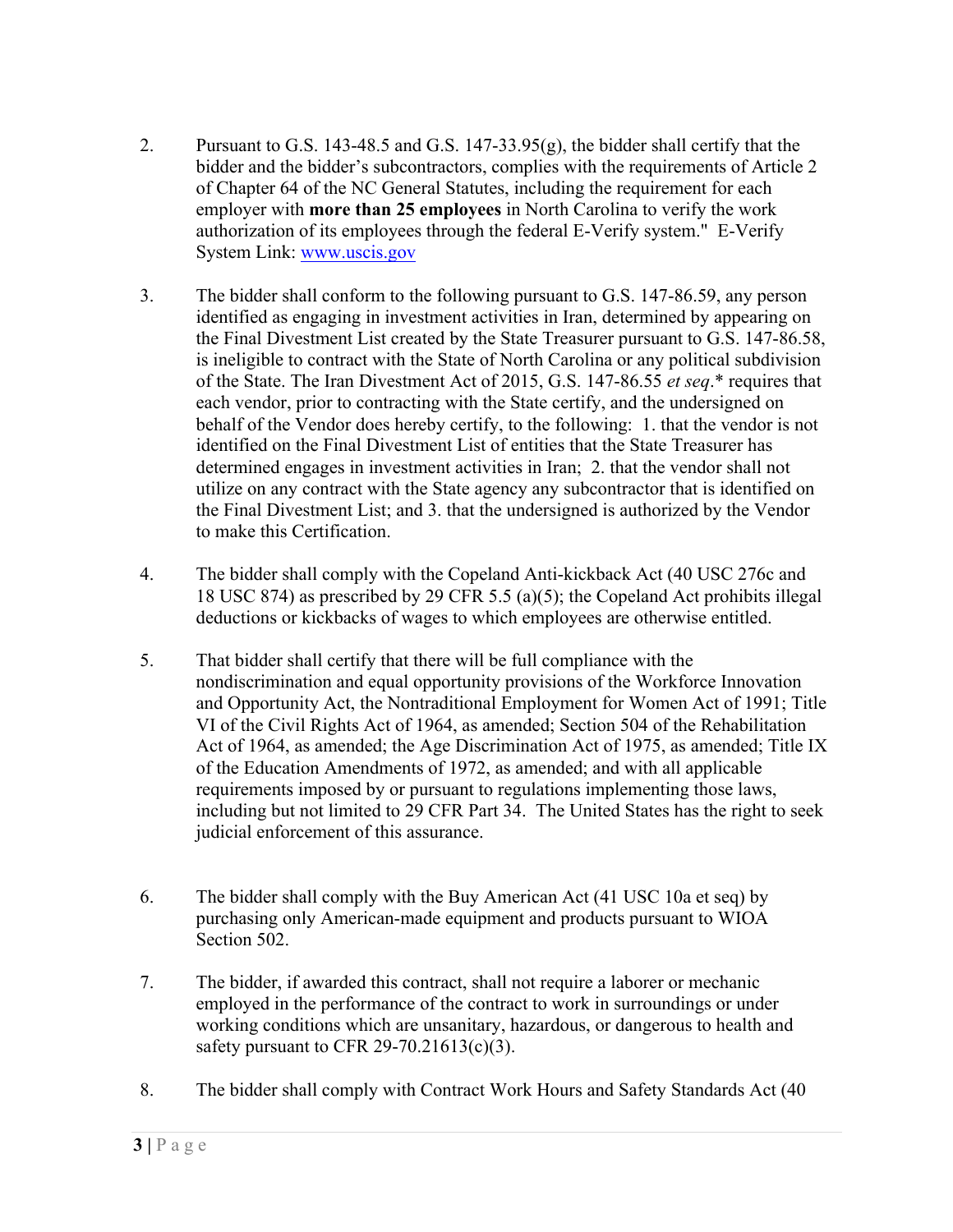2. Pursuant to G.S. 143-48.5 and G.S. 147-33.95(g), the bidder shall certify that the bidder and the bidder's subcontractors, complies with the requirements of Article 2 of Chapter 64 of the NC General Statutes, including the requirement for each employer with **more than 25 employees** in North Carolina to verify the work authorization of its employees through the federal E-Verify system." E-Verify System Link: [www.uscis.gov](http://www.uscis.gov)

3. The bidder shall conform to the following pursuant to G.S. 147-86.59, any person identified as engaging in investment activities in Iran, determined by appearing on the Final Divestment List created by the State Treasurer pursuant to G.S. 147-86.58, is ineligible to contract with the State of North Carolina or any political subdivision of the State. The Iran Divestment Act of 2015, G.S. 147-86.55 *et seq*.* requires that each vendor, prior to contracting with the State certify, and the undersigned on behalf of the Vendor does hereby certify, to the following: 1. that the vendor is not identified on the Final Divestment List of entities that the State Treasurer has determined engages in investment activities in Iran; 2. that the vendor shall not utilize on any contract with the State agency any subcontractor that is identified on the Final Divestment List; and 3. that the undersigned is authorized by the Vendor to make this Certification.

4. The bidder shall comply with the Copeland Anti-kickback Act (40 USC 276c and 18 USC 874) as prescribed by 29 CFR 5.5 (a)(5); the Copeland Act prohibits illegal deductions or kickbacks of wages to which employees are otherwise entitled.

5. That bidder shall certify that there will be full compliance with the nondiscrimination and equal opportunity provisions of the Workforce Innovation and Opportunity Act, the Nontraditional Employment for Women Act of 1991; Title VI of the Civil Rights Act of 1964, as amended; Section 504 of the Rehabilitation Act of 1964, as amended; the Age Discrimination Act of 1975, as amended; Title IX of the Education Amendments of 1972, as amended; and with all applicable requirements imposed by or pursuant to regulations implementing those laws, including but not limited to 29 CFR Part 34. The United States has the right to seek judicial enforcement of this assurance.

6. The bidder shall comply with the Buy American Act (41 USC 10a et seq) by purchasing only American-made equipment and products pursuant to WIOA Section 502.

7. The bidder, if awarded this contract, shall not require a laborer or mechanic employed in the performance of the contract to work in surroundings or under working conditions which are unsanitary, hazardous, or dangerous to health and safety pursuant to CFR 29-70.21613(c)(3).

8. The bidder shall comply with Contract Work Hours and Safety Standards Act (40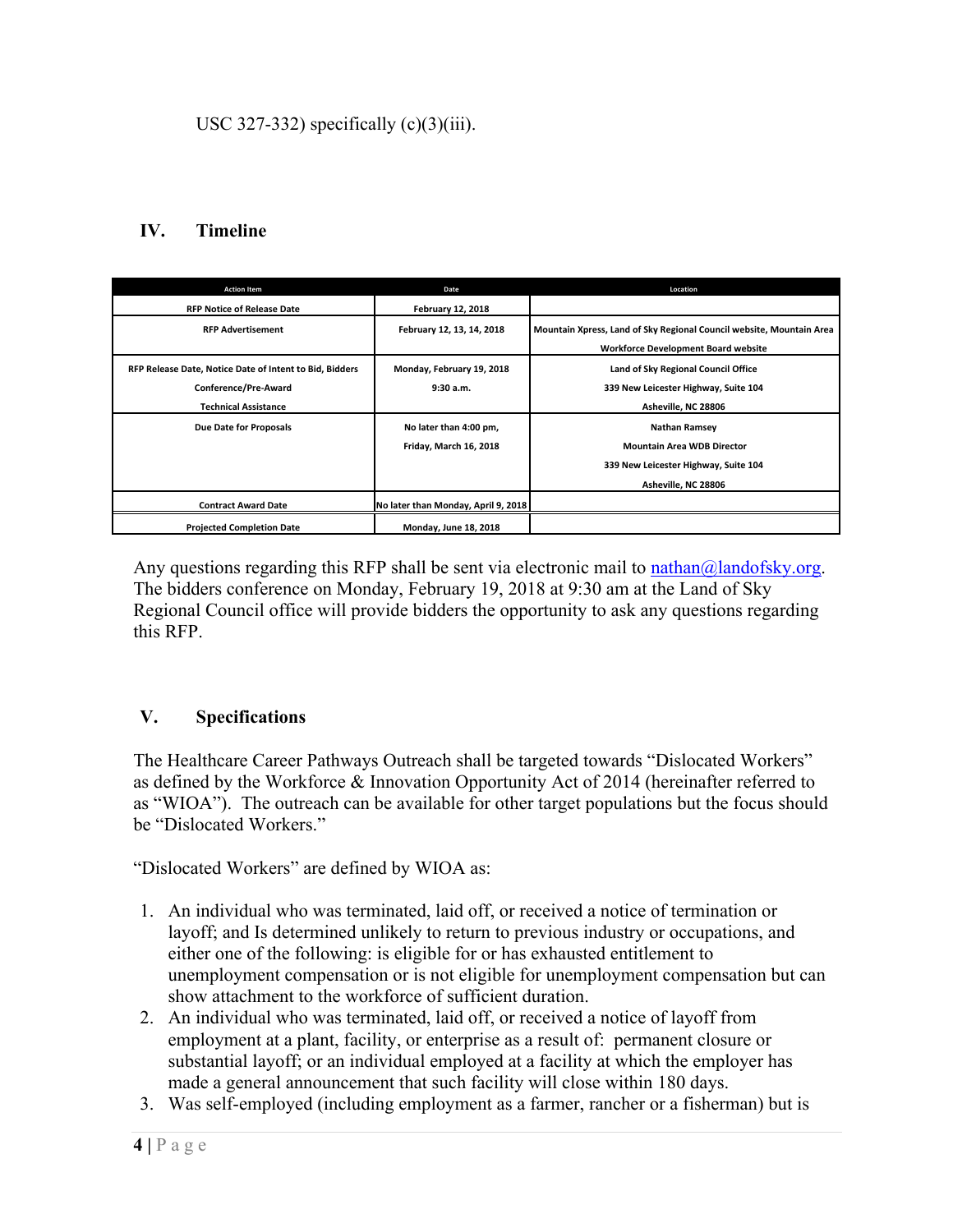USC 327-332) specifically (c)(3)(iii).

## IV. Timeline

| Action Item | Date | Location |
|---|---|---|
| RFP Notice of Release Date | February 12, 2018 | |
| RFP Advertisement | February 12, 13, 14, 2018 | Mountain Xpress, Land of Sky Regional Council website, Mountain Area Workforce Development Board website |
| RFP Release Date, Notice Date of Intent to Bid, Bidders Conference/Pre-Award Technical Assistance | Monday, February 19, 2018 9:30 a.m. | Land of Sky Regional Council Office 339 New Leicester Highway, Suite 104 Asheville, NC 28806 |
| Due Date for Proposals | No later than 4:00 pm, Friday, March 16, 2018 | Nathan Ramsey Mountain Area WDB Director 339 New Leicester Highway, Suite 104 Asheville, NC 28806 |
| Contract Award Date | No later than Monday, April 9, 2018 | |
| Projected Completion Date | Monday, June 18, 2018 | |

Any questions regarding this RFP shall be sent via electronic mail to nathan@landofsky.org. The bidders conference on Monday, February 19, 2018 at 9:30 am at the Land of Sky Regional Council office will provide bidders the opportunity to ask any questions regarding this RFP.

## V. Specifications

The Healthcare Career Pathways Outreach shall be targeted towards "Dislocated Workers" as defined by the Workforce & Innovation Opportunity Act of 2014 (hereinafter referred to as "WIOA"). The outreach can be available for other target populations but the focus should be "Dislocated Workers."

"Dislocated Workers" are defined by WIOA as:

1. An individual who was terminated, laid off, or received a notice of termination or layoff; and Is determined unlikely to return to previous industry or occupations, and either one of the following: is eligible for or has exhausted entitlement to unemployment compensation or is not eligible for unemployment compensation but can show attachment to the workforce of sufficient duration.
2. An individual who was terminated, laid off, or received a notice of layoff from employment at a plant, facility, or enterprise as a result of: permanent closure or substantial layoff; or an individual employed at a facility at which the employer has made a general announcement that such facility will close within 180 days.
3. Was self-employed (including employment as a farmer, rancher or a fisherman) but is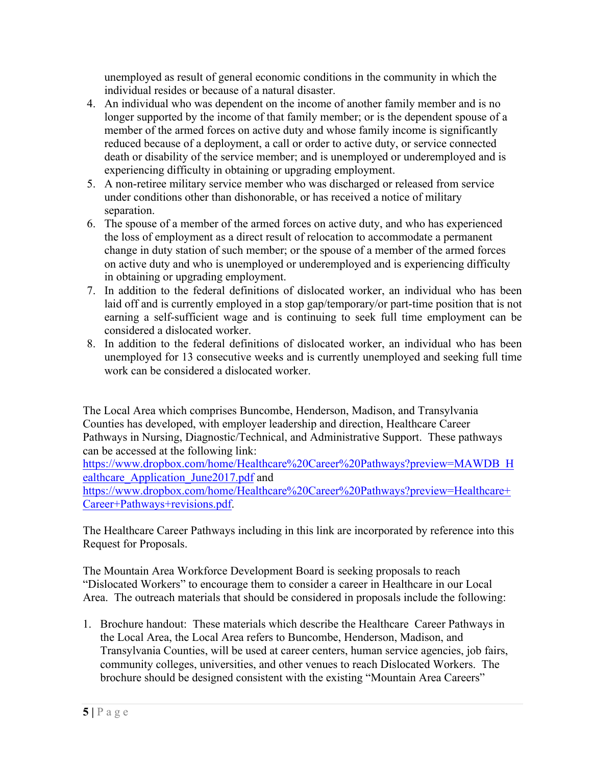unemployed as result of general economic conditions in the community in which the individual resides or because of a natural disaster.

4. An individual who was dependent on the income of another family member and is no longer supported by the income of that family member; or is the dependent spouse of a member of the armed forces on active duty and whose family income is significantly reduced because of a deployment, a call or order to active duty, or service connected death or disability of the service member; and is unemployed or underemployed and is experiencing difficulty in obtaining or upgrading employment.
5. A non-retiree military service member who was discharged or released from service under conditions other than dishonorable, or has received a notice of military separation.
6. The spouse of a member of the armed forces on active duty, and who has experienced the loss of employment as a direct result of relocation to accommodate a permanent change in duty station of such member; or the spouse of a member of the armed forces on active duty and who is unemployed or underemployed and is experiencing difficulty in obtaining or upgrading employment.
7. In addition to the federal definitions of dislocated worker, an individual who has been laid off and is currently employed in a stop gap/temporary/or part-time position that is not earning a self-sufficient wage and is continuing to seek full time employment can be considered a dislocated worker.
8. In addition to the federal definitions of dislocated worker, an individual who has been unemployed for 13 consecutive weeks and is currently unemployed and seeking full time work can be considered a dislocated worker.

The Local Area which comprises Buncombe, Henderson, Madison, and Transylvania Counties has developed, with employer leadership and direction, Healthcare Career Pathways in Nursing, Diagnostic/Technical, and Administrative Support. These pathways can be accessed at the following link: https://www.dropbox.com/home/Healthcare%20Career%20Pathways?preview=MAWDB_Healthcare_Application_June2017.pdf and https://www.dropbox.com/home/Healthcare%20Career%20Pathways?preview=Healthcare+Career+Pathways+revisions.pdf.

The Healthcare Career Pathways including in this link are incorporated by reference into this Request for Proposals.

The Mountain Area Workforce Development Board is seeking proposals to reach "Dislocated Workers" to encourage them to consider a career in Healthcare in our Local Area. The outreach materials that should be considered in proposals include the following:

1. Brochure handout: These materials which describe the Healthcare Career Pathways in the Local Area, the Local Area refers to Buncombe, Henderson, Madison, and Transylvania Counties, will be used at career centers, human service agencies, job fairs, community colleges, universities, and other venues to reach Dislocated Workers. The brochure should be designed consistent with the existing "Mountain Area Careers"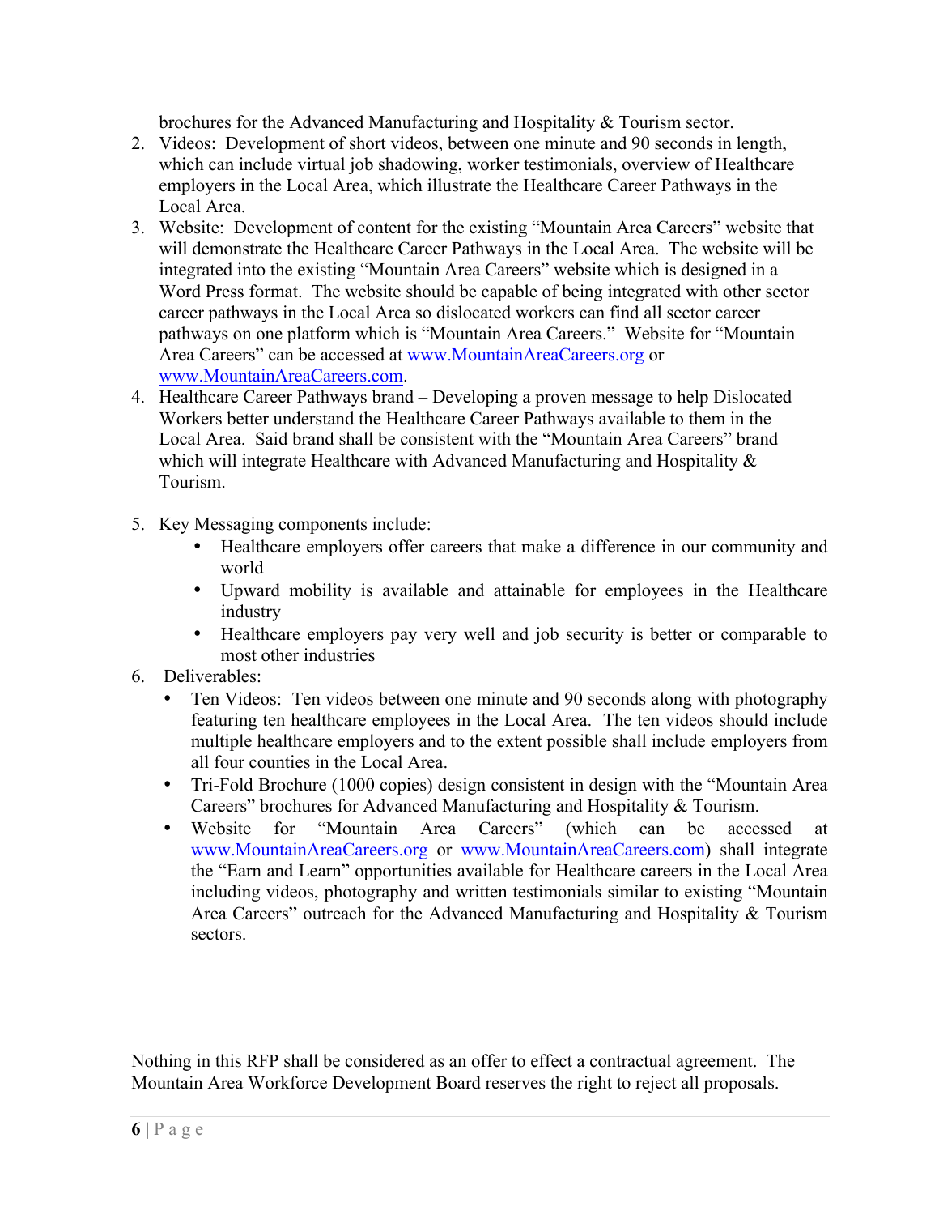brochures for the Advanced Manufacturing and Hospitality & Tourism sector.

2. Videos: Development of short videos, between one minute and 90 seconds in length, which can include virtual job shadowing, worker testimonials, overview of Healthcare employers in the Local Area, which illustrate the Healthcare Career Pathways in the Local Area.
3. Website: Development of content for the existing "Mountain Area Careers" website that will demonstrate the Healthcare Career Pathways in the Local Area. The website will be integrated into the existing "Mountain Area Careers" website which is designed in a Word Press format. The website should be capable of being integrated with other sector career pathways in the Local Area so dislocated workers can find all sector career pathways on one platform which is "Mountain Area Careers." Website for "Mountain Area Careers" can be accessed at www.MountainAreaCareers.org or www.MountainAreaCareers.com.
4. Healthcare Career Pathways brand – Developing a proven message to help Dislocated Workers better understand the Healthcare Career Pathways available to them in the Local Area. Said brand shall be consistent with the "Mountain Area Careers" brand which will integrate Healthcare with Advanced Manufacturing and Hospitality & Tourism.

5. Key Messaging components include:
   - Healthcare employers offer careers that make a difference in our community and world
   - Upward mobility is available and attainable for employees in the Healthcare industry
   - Healthcare employers pay very well and job security is better or comparable to most other industries
6. Deliverables:
   - Ten Videos: Ten videos between one minute and 90 seconds along with photography featuring ten healthcare employees in the Local Area. The ten videos should include multiple healthcare employers and to the extent possible shall include employers from all four counties in the Local Area.
   - Tri-Fold Brochure (1000 copies) design consistent in design with the "Mountain Area Careers" brochures for Advanced Manufacturing and Hospitality & Tourism.
   - Website for "Mountain Area Careers" (which can be accessed at www.MountainAreaCareers.org or www.MountainAreaCareers.com) shall integrate the "Earn and Learn" opportunities available for Healthcare careers in the Local Area including videos, photography and written testimonials similar to existing "Mountain Area Careers" outreach for the Advanced Manufacturing and Hospitality & Tourism sectors.

Nothing in this RFP shall be considered as an offer to effect a contractual agreement. The Mountain Area Workforce Development Board reserves the right to reject all proposals.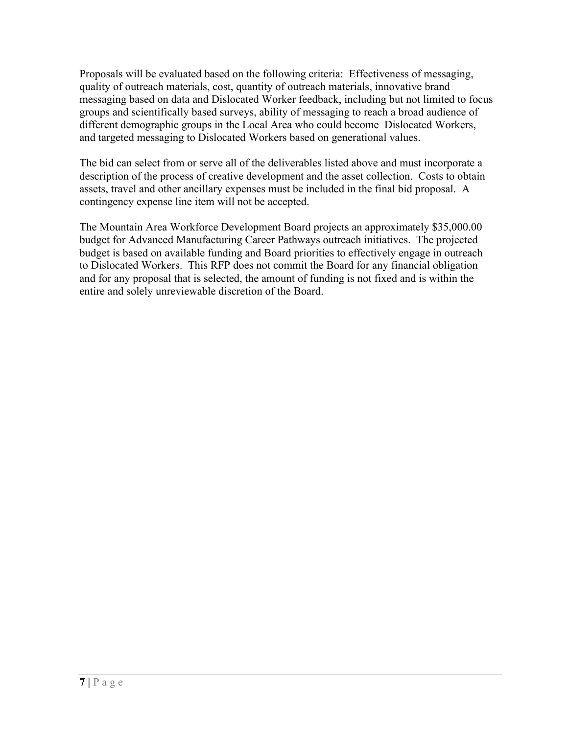Proposals will be evaluated based on the following criteria: Effectiveness of messaging, quality of outreach materials, cost, quantity of outreach materials, innovative brand messaging based on data and Dislocated Worker feedback, including but not limited to focus groups and scientifically based surveys, ability of messaging to reach a broad audience of different demographic groups in the Local Area who could become Dislocated Workers, and targeted messaging to Dislocated Workers based on generational values.

The bid can select from or serve all of the deliverables listed above and must incorporate a description of the process of creative development and the asset collection. Costs to obtain assets, travel and other ancillary expenses must be included in the final bid proposal. A contingency expense line item will not be accepted.

The Mountain Area Workforce Development Board projects an approximately $35,000.00 budget for Advanced Manufacturing Career Pathways outreach initiatives. The projected budget is based on available funding and Board priorities to effectively engage in outreach to Dislocated Workers. This RFP does not commit the Board for any financial obligation and for any proposal that is selected, the amount of funding is not fixed and is within the entire and solely unreviewable discretion of the Board.